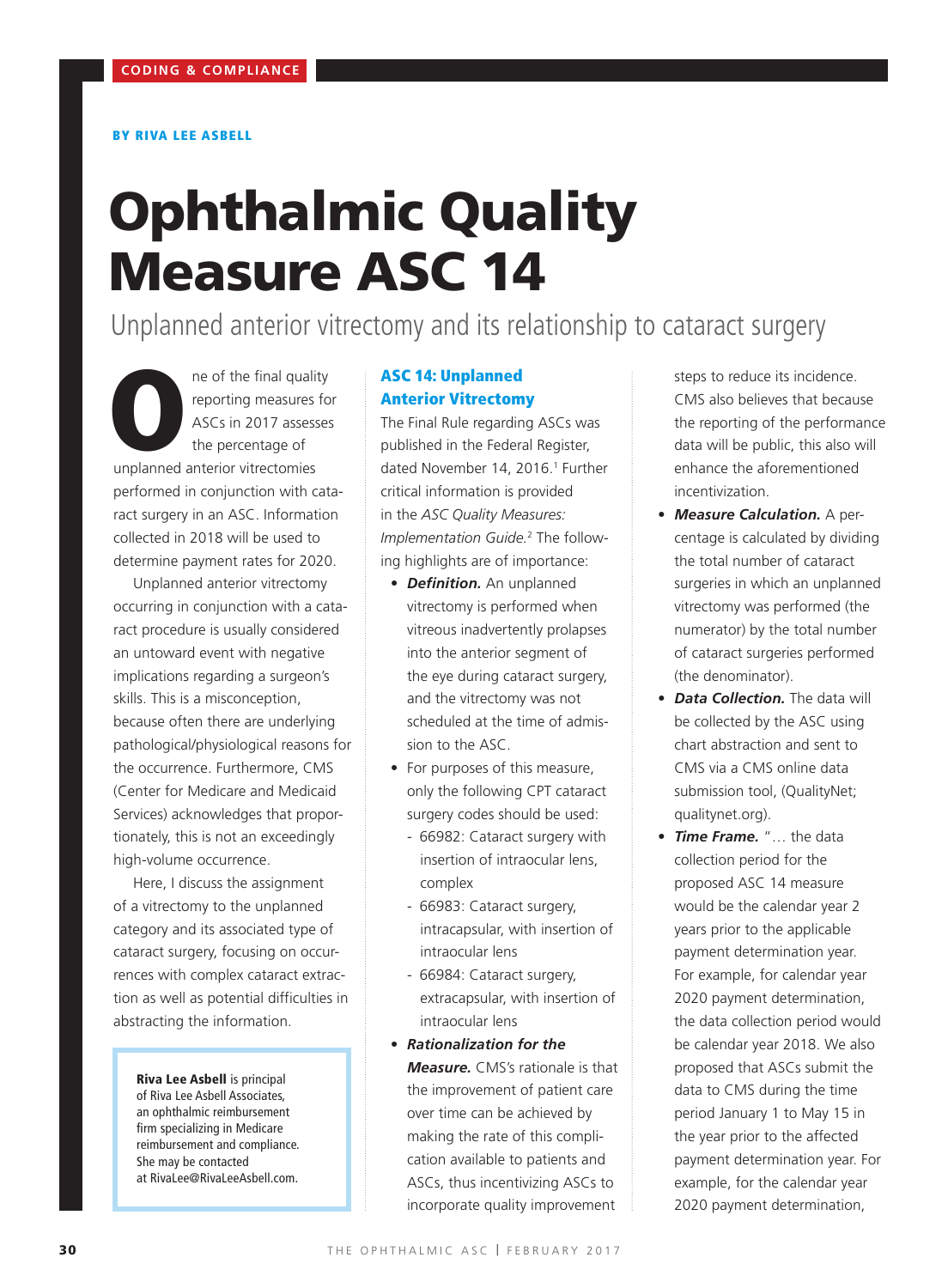CODING & COMPLIANCE

BY RIVA LEE ASBELL

# Ophthalmic Quality Measure ASC 14

Unplanned anterior vitrectomy and its relationship to cataract surgery

One of the final quality reporting measures for ASCs in 2017 assesses the percentage of unplanned anterior vitrectomies performed in conjunction with cataract surgery in an ASC. Information collected in 2018 will be used to determine payment rates for 2020.

Unplanned anterior vitrectomy occurring in conjunction with a cataract procedure is usually considered an untoward event with negative implications regarding a surgeon's skills. This is a misconception, because often there are underlying pathological/physiological reasons for the occurrence. Furthermore, CMS (Center for Medicare and Medicaid Services) acknowledges that proportionately, this is not an exceedingly high-volume occurrence.

Here, I discuss the assignment of a vitrectomy to the unplanned category and its associated type of cataract surgery, focusing on occurrences with complex cataract extraction as well as potential difficulties in abstracting the information.

**Riva Lee Asbell** is principal of Riva Lee Asbell Associates, an ophthalmic reimbursement firm specializing in Medicare reimbursement and compliance. She may be contacted at RivaLee@RivaLeeAsbell.com.

## ASC 14: Unplanned Anterior Vitrectomy

The Final Rule regarding ASCs was published in the Federal Register, dated November 14, 2016.[1] Further critical information is provided in the *ASC Quality Measures: Implementation Guide.*[2] The following highlights are of importance:

- ***Definition.*** An unplanned vitrectomy is performed when vitreous inadvertently prolapses into the anterior segment of the eye during cataract surgery, and the vitrectomy was not scheduled at the time of admission to the ASC.
- For purposes of this measure, only the following CPT cataract surgery codes should be used:
  - 66982: Cataract surgery with insertion of intraocular lens, complex
  - 66983: Cataract surgery, intracapsular, with insertion of intraocular lens
  - 66984: Cataract surgery, extracapsular, with insertion of intraocular lens
- ***Rationalization for the Measure.*** CMS's rationale is that the improvement of patient care over time can be achieved by making the rate of this complication available to patients and ASCs, thus incentivizing ASCs to incorporate quality improvement steps to reduce its incidence. CMS also believes that because the reporting of the performance data will be public, this also will enhance the aforementioned incentivization.
- ***Measure Calculation.*** A percentage is calculated by dividing the total number of cataract surgeries in which an unplanned vitrectomy was performed (the numerator) by the total number of cataract surgeries performed (the denominator).
- ***Data Collection.*** The data will be collected by the ASC using chart abstraction and sent to CMS via a CMS online data submission tool, (QualityNet; qualitynet.org).
- ***Time Frame.*** "… the data collection period for the proposed ASC 14 measure would be the calendar year 2 years prior to the applicable payment determination year. For example, for calendar year 2020 payment determination, the data collection period would be calendar year 2018. We also proposed that ASCs submit the data to CMS during the time period January 1 to May 15 in the year prior to the affected payment determination year. For example, for the calendar year 2020 payment determination,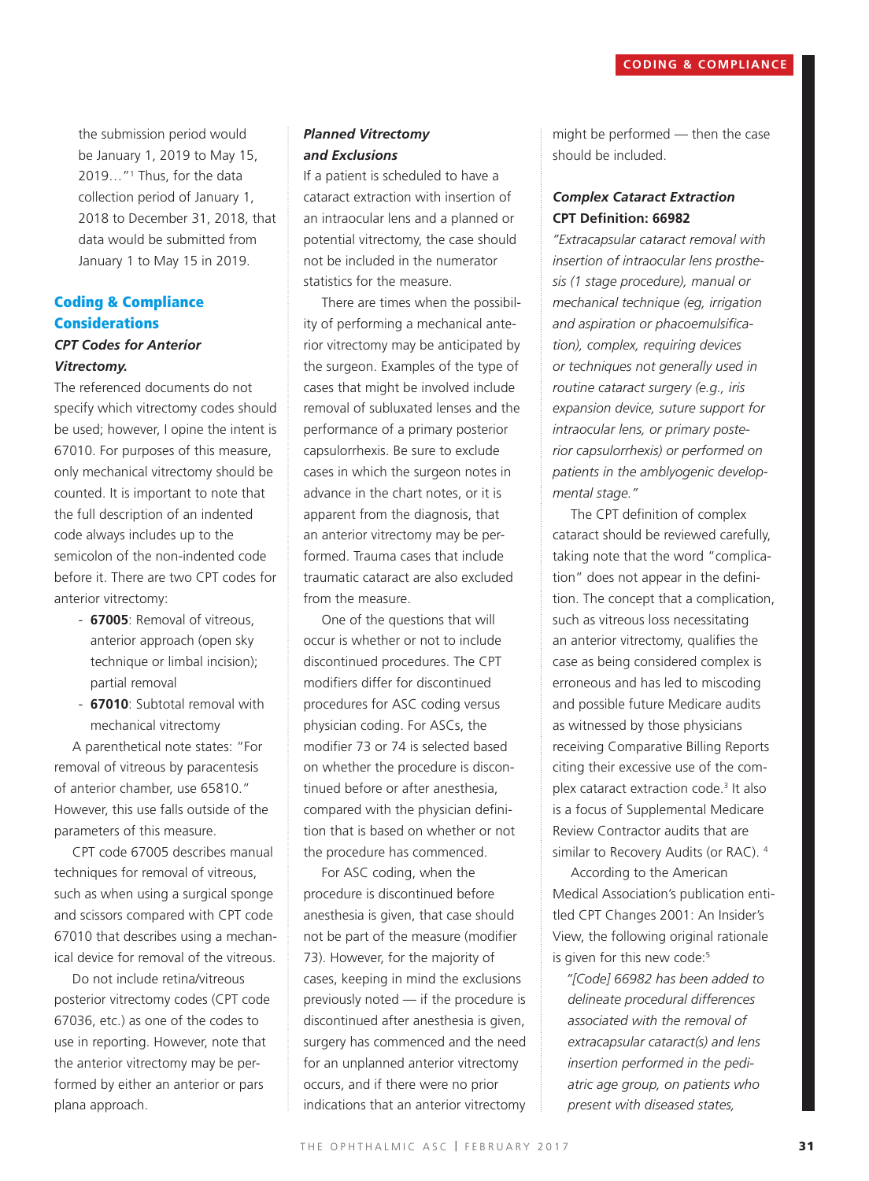the submission period would be January 1, 2019 to May 15, 2019…"[1] Thus, for the data collection period of January 1, 2018 to December 31, 2018, that data would be submitted from January 1 to May 15 in 2019.

## Coding & Compliance Considerations

### *CPT Codes for Anterior Vitrectomy.*

The referenced documents do not specify which vitrectomy codes should be used; however, I opine the intent is 67010. For purposes of this measure, only mechanical vitrectomy should be counted. It is important to note that the full description of an indented code always includes up to the semicolon of the non-indented code before it. There are two CPT codes for anterior vitrectomy:

- **67005**: Removal of vitreous, anterior approach (open sky technique or limbal incision); partial removal
- **67010**: Subtotal removal with mechanical vitrectomy

A parenthetical note states: "For removal of vitreous by paracentesis of anterior chamber, use 65810." However, this use falls outside of the parameters of this measure.

CPT code 67005 describes manual techniques for removal of vitreous, such as when using a surgical sponge and scissors compared with CPT code 67010 that describes using a mechanical device for removal of the vitreous.

Do not include retina/vitreous posterior vitrectomy codes (CPT code 67036, etc.) as one of the codes to use in reporting. However, note that the anterior vitrectomy may be performed by either an anterior or pars plana approach.

### *Planned Vitrectomy and Exclusions*

If a patient is scheduled to have a cataract extraction with insertion of an intraocular lens and a planned or potential vitrectomy, the case should not be included in the numerator statistics for the measure.

There are times when the possibility of performing a mechanical anterior vitrectomy may be anticipated by the surgeon. Examples of the type of cases that might be involved include removal of subluxated lenses and the performance of a primary posterior capsulorrhexis. Be sure to exclude cases in which the surgeon notes in advance in the chart notes, or it is apparent from the diagnosis, that an anterior vitrectomy may be performed. Trauma cases that include traumatic cataract are also excluded from the measure.

One of the questions that will occur is whether or not to include discontinued procedures. The CPT modifiers differ for discontinued procedures for ASC coding versus physician coding. For ASCs, the modifier 73 or 74 is selected based on whether the procedure is discontinued before or after anesthesia, compared with the physician definition that is based on whether or not the procedure has commenced.

For ASC coding, when the procedure is discontinued before anesthesia is given, that case should not be part of the measure (modifier 73). However, for the majority of cases, keeping in mind the exclusions previously noted — if the procedure is discontinued after anesthesia is given, surgery has commenced and the need for an unplanned anterior vitrectomy occurs, and if there were no prior indications that an anterior vitrectomy might be performed — then the case should be included.

### *Complex Cataract Extraction* CPT Definition: 66982

*"Extracapsular cataract removal with insertion of intraocular lens prosthesis (1 stage procedure), manual or mechanical technique (eg, irrigation and aspiration or phacoemulsification), complex, requiring devices or techniques not generally used in routine cataract surgery (e.g., iris expansion device, suture support for intraocular lens, or primary posterior capsulorrhexis) or performed on patients in the amblyogenic developmental stage."*

The CPT definition of complex cataract should be reviewed carefully, taking note that the word "complication" does not appear in the definition. The concept that a complication, such as vitreous loss necessitating an anterior vitrectomy, qualifies the case as being considered complex is erroneous and has led to miscoding and possible future Medicare audits as witnessed by those physicians receiving Comparative Billing Reports citing their excessive use of the complex cataract extraction code.[3] It also is a focus of Supplemental Medicare Review Contractor audits that are similar to Recovery Audits (or RAC).[4]

According to the American Medical Association's publication entitled CPT Changes 2001: An Insider's View, the following original rationale is given for this new code:[5]

> *"[Code] 66982 has been added to delineate procedural differences associated with the removal of extracapsular cataract(s) and lens insertion performed in the pediatric age group, on patients who present with diseased states,*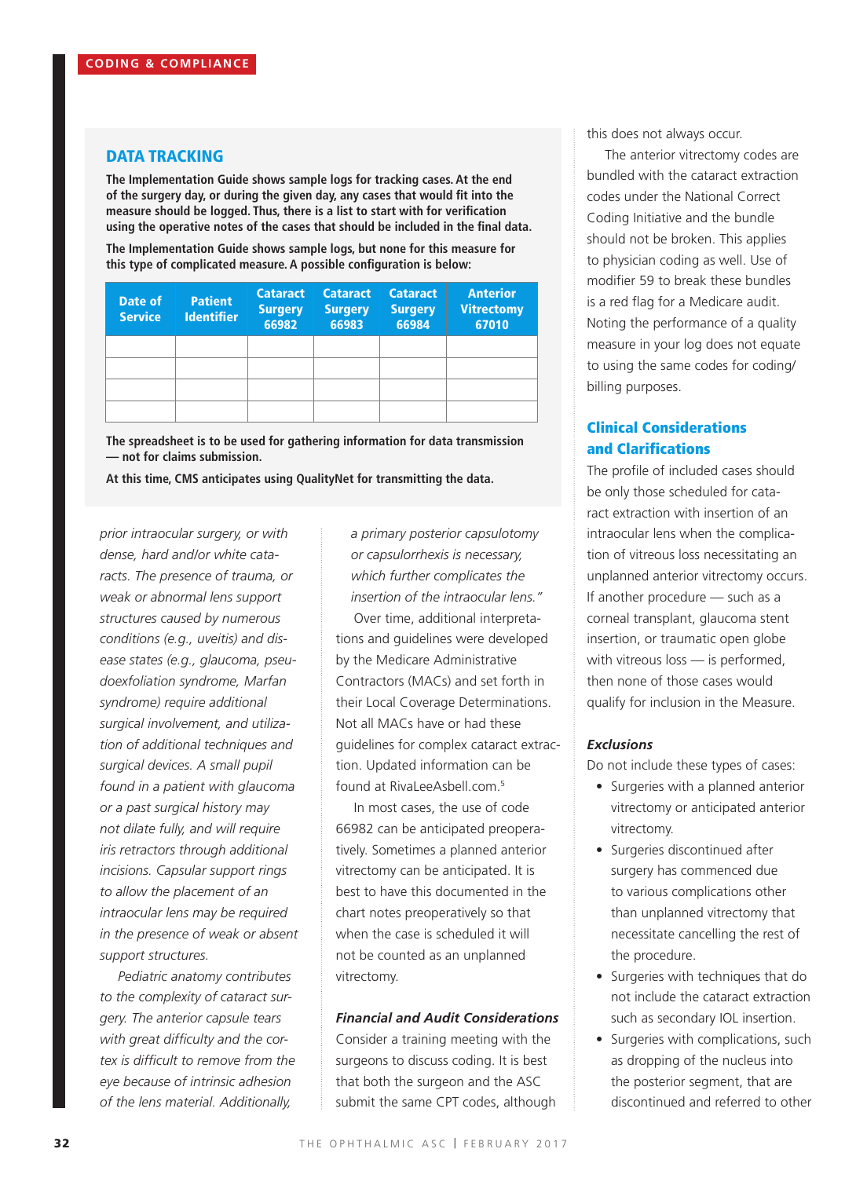### DATA TRACKING

**The Implementation Guide shows sample logs for tracking cases. At the end of the surgery day, or during the given day, any cases that would fit into the measure should be logged. Thus, there is a list to start with for verification using the operative notes of the cases that should be included in the final data.**

**The Implementation Guide shows sample logs, but none for this measure for this type of complicated measure. A possible configuration is below:**

| Date of Service | Patient Identifier | Cataract Surgery 66982 | Cataract Surgery 66983 | Cataract Surgery 66984 | Anterior Vitrectomy 67010 |
|---|---|---|---|---|---|
| | | | | | |
| | | | | | |
| | | | | | |
| | | | | | |

**The spreadsheet is to be used for gathering information for data transmission — not for claims submission.**

**At this time, CMS anticipates using QualityNet for transmitting the data.**

*prior intraocular surgery, or with dense, hard and/or white cataracts. The presence of trauma, or weak or abnormal lens support structures caused by numerous conditions (e.g., uveitis) and disease states (e.g., glaucoma, pseudoexfoliation syndrome, Marfan syndrome) require additional surgical involvement, and utilization of additional techniques and surgical devices. A small pupil found in a patient with glaucoma or a past surgical history may not dilate fully, and will require iris retractors through additional incisions. Capsular support rings to allow the placement of an intraocular lens may be required in the presence of weak or absent support structures.*

*Pediatric anatomy contributes to the complexity of cataract surgery. The anterior capsule tears with great difficulty and the cortex is difficult to remove from the eye because of intrinsic adhesion of the lens material. Additionally, a primary posterior capsulotomy or capsulorrhexis is necessary, which further complicates the insertion of the intraocular lens."*

Over time, additional interpretations and guidelines were developed by the Medicare Administrative Contractors (MACs) and set forth in their Local Coverage Determinations. Not all MACs have or had these guidelines for complex cataract extraction. Updated information can be found at RivaLeeAsbell.com.[5]

In most cases, the use of code 66982 can be anticipated preoperatively. Sometimes a planned anterior vitrectomy can be anticipated. It is best to have this documented in the chart notes preoperatively so that when the case is scheduled it will not be counted as an unplanned vitrectomy.

#### *Financial and Audit Considerations*

Consider a training meeting with the surgeons to discuss coding. It is best that both the surgeon and the ASC submit the same CPT codes, although this does not always occur.

The anterior vitrectomy codes are bundled with the cataract extraction codes under the National Correct Coding Initiative and the bundle should not be broken. This applies to physician coding as well. Use of modifier 59 to break these bundles is a red flag for a Medicare audit. Noting the performance of a quality measure in your log does not equate to using the same codes for coding/billing purposes.

### Clinical Considerations and Clarifications

The profile of included cases should be only those scheduled for cataract extraction with insertion of an intraocular lens when the complication of vitreous loss necessitating an unplanned anterior vitrectomy occurs. If another procedure — such as a corneal transplant, glaucoma stent insertion, or traumatic open globe with vitreous loss — is performed, then none of those cases would qualify for inclusion in the Measure.

#### *Exclusions*

Do not include these types of cases:

- Surgeries with a planned anterior vitrectomy or anticipated anterior vitrectomy.
- Surgeries discontinued after surgery has commenced due to various complications other than unplanned vitrectomy that necessitate cancelling the rest of the procedure.
- Surgeries with techniques that do not include the cataract extraction such as secondary IOL insertion.
- Surgeries with complications, such as dropping of the nucleus into the posterior segment, that are discontinued and referred to other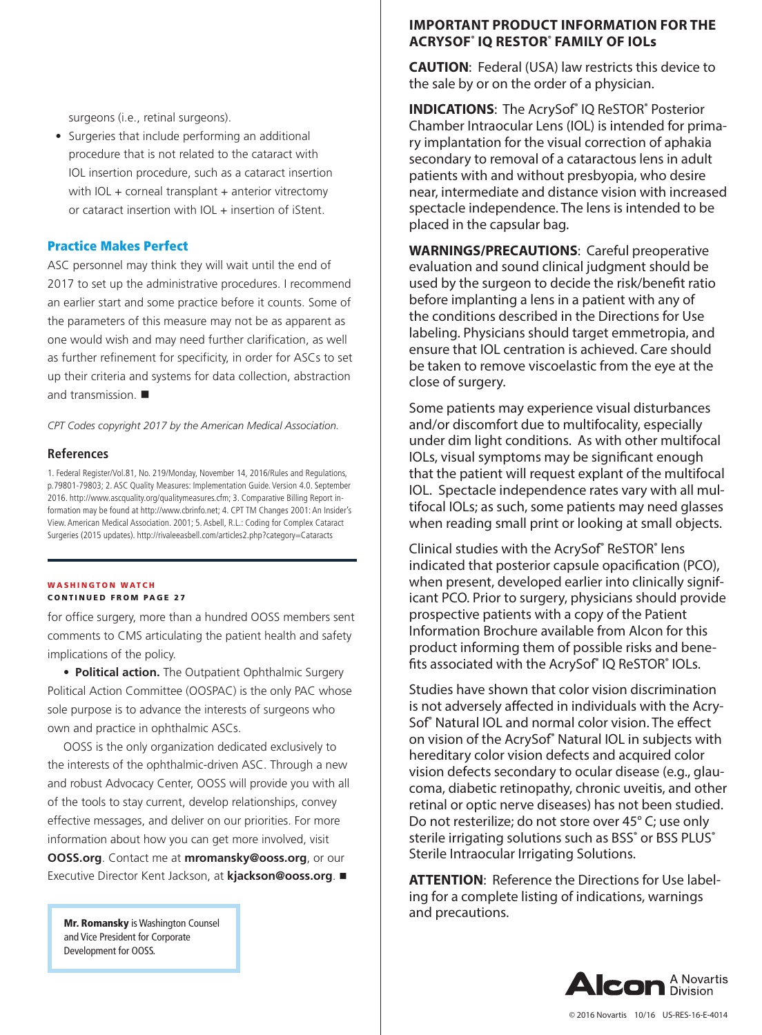surgeons (i.e., retinal surgeons).

- Surgeries that include performing an additional procedure that is not related to the cataract with IOL insertion procedure, such as a cataract insertion with IOL + corneal transplant + anterior vitrectomy or cataract insertion with IOL + insertion of iStent.

### Practice Makes Perfect

ASC personnel may think they will wait until the end of 2017 to set up the administrative procedures. I recommend an earlier start and some practice before it counts. Some of the parameters of this measure may not be as apparent as one would wish and may need further clarification, as well as further refinement for specificity, in order for ASCs to set up their criteria and systems for data collection, abstraction and transmission. ■

*CPT Codes copyright 2017 by the American Medical Association.*

### References

1. Federal Register/Vol.81, No. 219/Monday, November 14, 2016/Rules and Regulations, p.79801-79803; 2. ASC Quality Measures: Implementation Guide. Version 4.0. September 2016. http://www.ascquality.org/qualitymeasures.cfm; 3. Comparative Billing Report information may be found at http://www.cbrinfo.net; 4. CPT TM Changes 2001: An Insider's View. American Medical Association. 2001; 5. Asbell, R.L.: Coding for Complex Cataract Surgeries (2015 updates). http://rivaleeasbell.com/articles2.php?category=Cataracts

---

**WASHINGTON WATCH**
**CONTINUED FROM PAGE 27**

for office surgery, more than a hundred OOSS members sent comments to CMS articulating the patient health and safety implications of the policy.

- **Political action.** The Outpatient Ophthalmic Surgery Political Action Committee (OOSPAC) is the only PAC whose sole purpose is to advance the interests of surgeons who own and practice in ophthalmic ASCs.

OOSS is the only organization dedicated exclusively to the interests of the ophthalmic-driven ASC. Through a new and robust Advocacy Center, OOSS will provide you with all of the tools to stay current, develop relationships, convey effective messages, and deliver on our priorities. For more information about how you can get more involved, visit **OOSS.org**. Contact me at **mromansky@ooss.org**, or our Executive Director Kent Jackson, at **kjackson@ooss.org**. ■

**Mr. Romansky** is Washington Counsel and Vice President for Corporate Development for OOSS.

---

## IMPORTANT PRODUCT INFORMATION FOR THE ACRYSOF® IQ RESTOR® FAMILY OF IOLs

**CAUTION**: Federal (USA) law restricts this device to the sale by or on the order of a physician.

**INDICATIONS**: The AcrySof® IQ ReSTOR® Posterior Chamber Intraocular Lens (IOL) is intended for primary implantation for the visual correction of aphakia secondary to removal of a cataractous lens in adult patients with and without presbyopia, who desire near, intermediate and distance vision with increased spectacle independence. The lens is intended to be placed in the capsular bag.

**WARNINGS/PRECAUTIONS**: Careful preoperative evaluation and sound clinical judgment should be used by the surgeon to decide the risk/benefit ratio before implanting a lens in a patient with any of the conditions described in the Directions for Use labeling. Physicians should target emmetropia, and ensure that IOL centration is achieved. Care should be taken to remove viscoelastic from the eye at the close of surgery.

Some patients may experience visual disturbances and/or discomfort due to multifocality, especially under dim light conditions. As with other multifocal IOLs, visual symptoms may be significant enough that the patient will request explant of the multifocal IOL. Spectacle independence rates vary with all multifocal IOLs; as such, some patients may need glasses when reading small print or looking at small objects.

Clinical studies with the AcrySof® ReSTOR® lens indicated that posterior capsule opacification (PCO), when present, developed earlier into clinically significant PCO. Prior to surgery, physicians should provide prospective patients with a copy of the Patient Information Brochure available from Alcon for this product informing them of possible risks and benefits associated with the AcrySof® IQ ReSTOR® IOLs.

Studies have shown that color vision discrimination is not adversely affected in individuals with the AcrySof® Natural IOL and normal color vision. The effect on vision of the AcrySof® Natural IOL in subjects with hereditary color vision defects and acquired color vision defects secondary to ocular disease (e.g., glaucoma, diabetic retinopathy, chronic uveitis, and other retinal or optic nerve diseases) has not been studied. Do not resterilize; do not store over 45° C; use only sterile irrigating solutions such as BSS® or BSS PLUS® Sterile Intraocular Irrigating Solutions.

**ATTENTION**: Reference the Directions for Use labeling for a complete listing of indications, warnings and precautions.

Alcon A Novartis Division

© 2016 Novartis 10/16 US-RES-16-E-4014